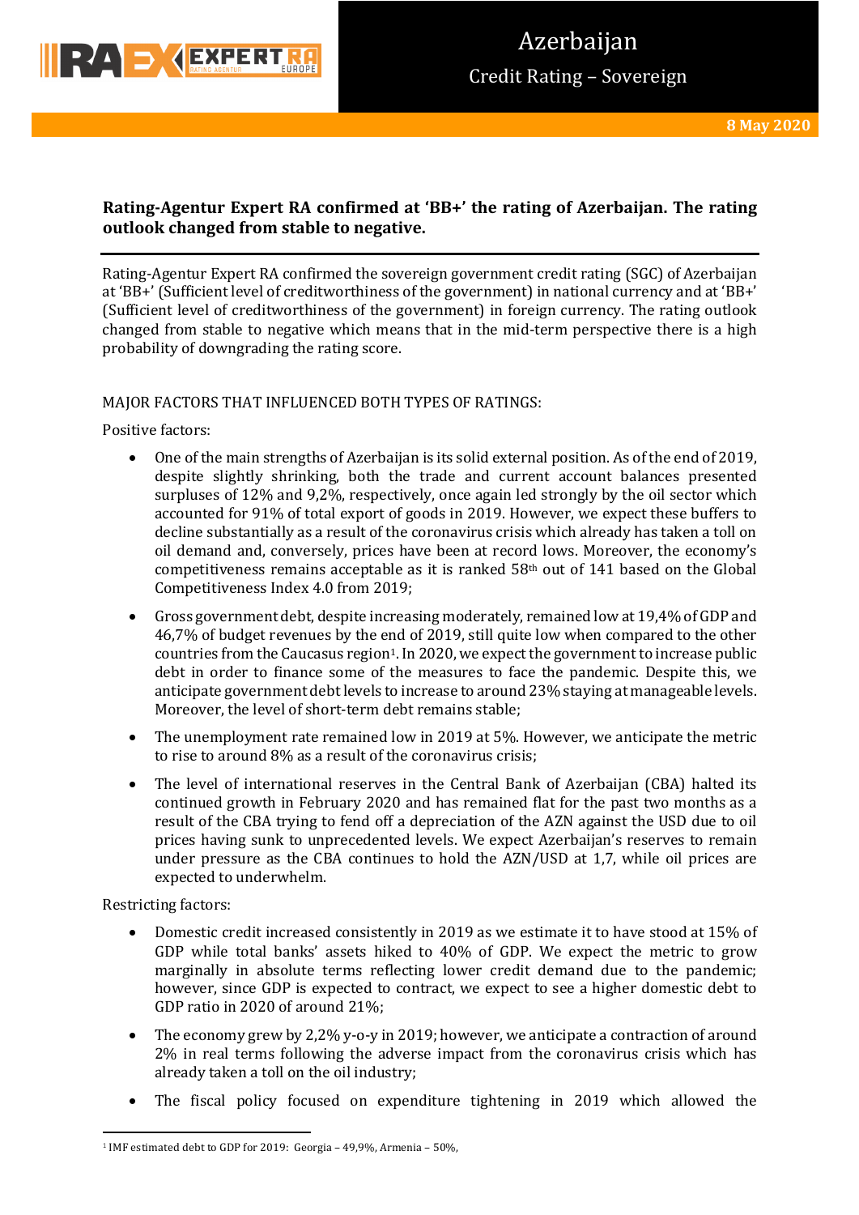# Azerbaijan

## Credit Rating – Sovereign

**8 May 2020**

**Rating-Agentur Expert RA confirmed at 'BB+' the rating of Azerbaijan. The rating outlook changed from stable to negative.**

Rating-Agentur Expert RA confirmed the sovereign government credit rating (SGC) of Azerbaijan at 'BB+' (Sufficient level of creditworthiness of the government) in national currency and at 'BB+' (Sufficient level of creditworthiness of the government) in foreign currency. The rating outlook changed from stable to negative which means that in the mid-term perspective there is a high probability of downgrading the rating score.

MAJOR FACTORS THAT INFLUENCED BOTH TYPES OF RATINGS:

Positive factors:

- One of the main strengths of Azerbaijan is its solid external position. As of the end of 2019, despite slightly shrinking, both the trade and current account balances presented surpluses of 12% and 9,2%, respectively, once again led strongly by the oil sector which accounted for 91% of total export of goods in 2019. However, we expect these buffers to decline substantially as a result of the coronavirus crisis which already has taken a toll on oil demand and, conversely, prices have been at record lows. Moreover, the economy's competitiveness remains acceptable as it is ranked 58th out of 141 based on the Global Competitiveness Index 4.0 from 2019;
- Gross government debt, despite increasing moderately, remained low at 19,4% of GDP and 46,7% of budget revenues by the end of 2019, still quite low when compared to the other countries from the Caucasus region[1]. In 2020, we expect the government to increase public debt in order to finance some of the measures to face the pandemic. Despite this, we anticipate government debt levels to increase to around 23% staying at manageable levels. Moreover, the level of short-term debt remains stable;
- The unemployment rate remained low in 2019 at 5%. However, we anticipate the metric to rise to around 8% as a result of the coronavirus crisis;
- The level of international reserves in the Central Bank of Azerbaijan (CBA) halted its continued growth in February 2020 and has remained flat for the past two months as a result of the CBA trying to fend off a depreciation of the AZN against the USD due to oil prices having sunk to unprecedented levels. We expect Azerbaijan's reserves to remain under pressure as the CBA continues to hold the AZN/USD at 1,7, while oil prices are expected to underwhelm.

Restricting factors:

- Domestic credit increased consistently in 2019 as we estimate it to have stood at 15% of GDP while total banks' assets hiked to 40% of GDP. We expect the metric to grow marginally in absolute terms reflecting lower credit demand due to the pandemic; however, since GDP is expected to contract, we expect to see a higher domestic debt to GDP ratio in 2020 of around 21%;
- The economy grew by 2,2% y-o-y in 2019; however, we anticipate a contraction of around 2% in real terms following the adverse impact from the coronavirus crisis which has already taken a toll on the oil industry;
- The fiscal policy focused on expenditure tightening in 2019 which allowed the

[1] IMF estimated debt to GDP for 2019: Georgia – 49,9%, Armenia – 50%,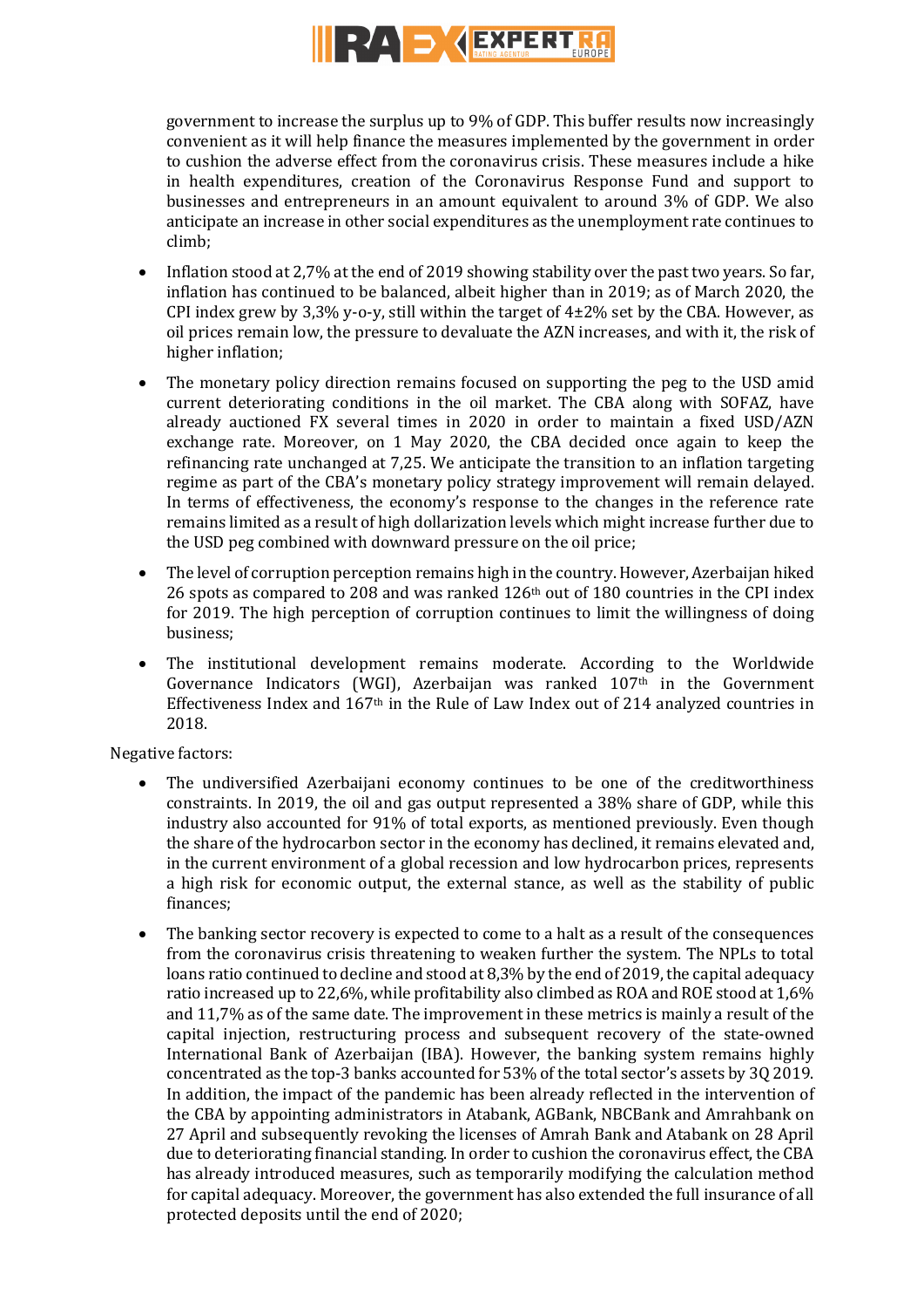government to increase the surplus up to 9% of GDP. This buffer results now increasingly convenient as it will help finance the measures implemented by the government in order to cushion the adverse effect from the coronavirus crisis. These measures include a hike in health expenditures, creation of the Coronavirus Response Fund and support to businesses and entrepreneurs in an amount equivalent to around 3% of GDP. We also anticipate an increase in other social expenditures as the unemployment rate continues to climb;

- Inflation stood at 2,7% at the end of 2019 showing stability over the past two years. So far, inflation has continued to be balanced, albeit higher than in 2019; as of March 2020, the CPI index grew by 3,3% y-o-y, still within the target of 4±2% set by the CBA. However, as oil prices remain low, the pressure to devaluate the AZN increases, and with it, the risk of higher inflation;
- The monetary policy direction remains focused on supporting the peg to the USD amid current deteriorating conditions in the oil market. The CBA along with SOFAZ, have already auctioned FX several times in 2020 in order to maintain a fixed USD/AZN exchange rate. Moreover, on 1 May 2020, the CBA decided once again to keep the refinancing rate unchanged at 7,25. We anticipate the transition to an inflation targeting regime as part of the CBA's monetary policy strategy improvement will remain delayed. In terms of effectiveness, the economy's response to the changes in the reference rate remains limited as a result of high dollarization levels which might increase further due to the USD peg combined with downward pressure on the oil price;
- The level of corruption perception remains high in the country. However, Azerbaijan hiked 26 spots as compared to 208 and was ranked 126th out of 180 countries in the CPI index for 2019. The high perception of corruption continues to limit the willingness of doing business;
- The institutional development remains moderate. According to the Worldwide Governance Indicators (WGI), Azerbaijan was ranked 107th in the Government Effectiveness Index and 167th in the Rule of Law Index out of 214 analyzed countries in 2018.

Negative factors:

- The undiversified Azerbaijani economy continues to be one of the creditworthiness constraints. In 2019, the oil and gas output represented a 38% share of GDP, while this industry also accounted for 91% of total exports, as mentioned previously. Even though the share of the hydrocarbon sector in the economy has declined, it remains elevated and, in the current environment of a global recession and low hydrocarbon prices, represents a high risk for economic output, the external stance, as well as the stability of public finances;
- The banking sector recovery is expected to come to a halt as a result of the consequences from the coronavirus crisis threatening to weaken further the system. The NPLs to total loans ratio continued to decline and stood at 8,3% by the end of 2019, the capital adequacy ratio increased up to 22,6%, while profitability also climbed as ROA and ROE stood at 1,6% and 11,7% as of the same date. The improvement in these metrics is mainly a result of the capital injection, restructuring process and subsequent recovery of the state-owned International Bank of Azerbaijan (IBA). However, the banking system remains highly concentrated as the top-3 banks accounted for 53% of the total sector's assets by 3Q 2019. In addition, the impact of the pandemic has been already reflected in the intervention of the CBA by appointing administrators in Atabank, AGBank, NBCBank and Amrahbank on 27 April and subsequently revoking the licenses of Amrah Bank and Atabank on 28 April due to deteriorating financial standing. In order to cushion the coronavirus effect, the CBA has already introduced measures, such as temporarily modifying the calculation method for capital adequacy. Moreover, the government has also extended the full insurance of all protected deposits until the end of 2020;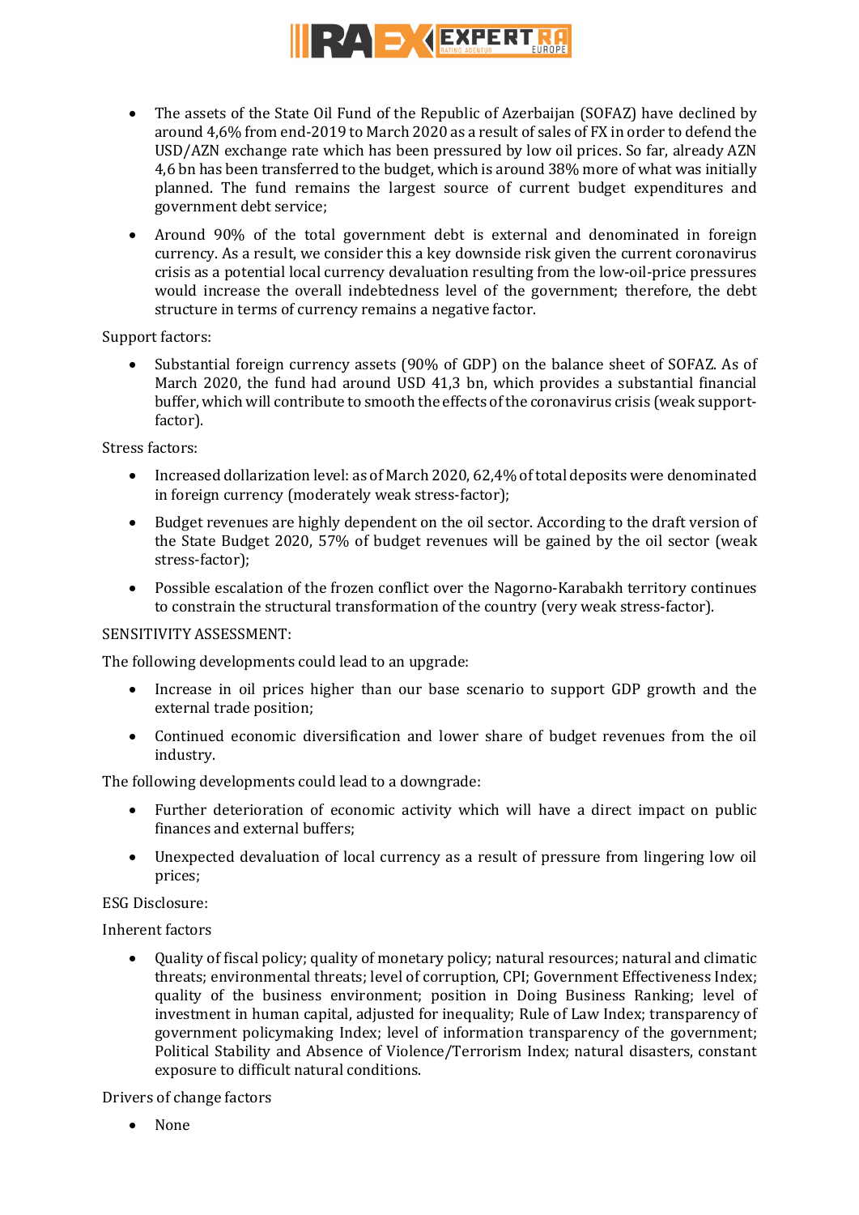- The assets of the State Oil Fund of the Republic of Azerbaijan (SOFAZ) have declined by around 4,6% from end-2019 to March 2020 as a result of sales of FX in order to defend the USD/AZN exchange rate which has been pressured by low oil prices. So far, already AZN 4,6 bn has been transferred to the budget, which is around 38% more of what was initially planned. The fund remains the largest source of current budget expenditures and government debt service;
- Around 90% of the total government debt is external and denominated in foreign currency. As a result, we consider this a key downside risk given the current coronavirus crisis as a potential local currency devaluation resulting from the low-oil-price pressures would increase the overall indebtedness level of the government; therefore, the debt structure in terms of currency remains a negative factor.

Support factors:

- Substantial foreign currency assets (90% of GDP) on the balance sheet of SOFAZ. As of March 2020, the fund had around USD 41,3 bn, which provides a substantial financial buffer, which will contribute to smooth the effects of the coronavirus crisis (weak support-factor).

Stress factors:

- Increased dollarization level: as of March 2020, 62,4% of total deposits were denominated in foreign currency (moderately weak stress-factor);
- Budget revenues are highly dependent on the oil sector. According to the draft version of the State Budget 2020, 57% of budget revenues will be gained by the oil sector (weak stress-factor);
- Possible escalation of the frozen conflict over the Nagorno-Karabakh territory continues to constrain the structural transformation of the country (very weak stress-factor).

SENSITIVITY ASSESSMENT:

The following developments could lead to an upgrade:

- Increase in oil prices higher than our base scenario to support GDP growth and the external trade position;
- Continued economic diversification and lower share of budget revenues from the oil industry.

The following developments could lead to a downgrade:

- Further deterioration of economic activity which will have a direct impact on public finances and external buffers;
- Unexpected devaluation of local currency as a result of pressure from lingering low oil prices;

ESG Disclosure:

Inherent factors

- Quality of fiscal policy; quality of monetary policy; natural resources; natural and climatic threats; environmental threats; level of corruption, CPI; Government Effectiveness Index; quality of the business environment; position in Doing Business Ranking; level of investment in human capital, adjusted for inequality; Rule of Law Index; transparency of government policymaking Index; level of information transparency of the government; Political Stability and Absence of Violence/Terrorism Index; natural disasters, constant exposure to difficult natural conditions.

Drivers of change factors

- None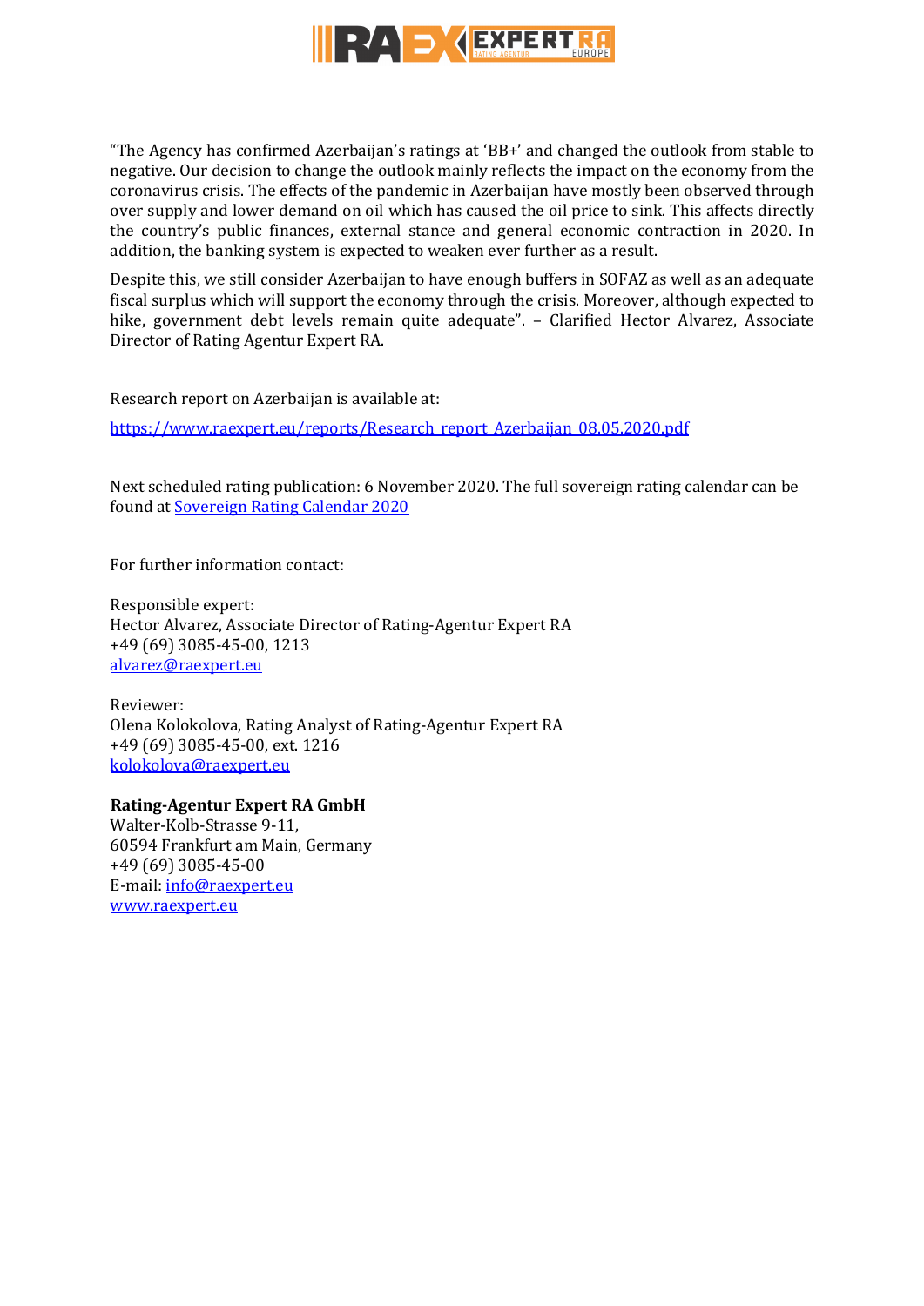"The Agency has confirmed Azerbaijan's ratings at 'BB+' and changed the outlook from stable to negative. Our decision to change the outlook mainly reflects the impact on the economy from the coronavirus crisis. The effects of the pandemic in Azerbaijan have mostly been observed through over supply and lower demand on oil which has caused the oil price to sink. This affects directly the country's public finances, external stance and general economic contraction in 2020. In addition, the banking system is expected to weaken ever further as a result.

Despite this, we still consider Azerbaijan to have enough buffers in SOFAZ as well as an adequate fiscal surplus which will support the economy through the crisis. Moreover, although expected to hike, government debt levels remain quite adequate". – Clarified Hector Alvarez, Associate Director of Rating Agentur Expert RA.

Research report on Azerbaijan is available at:

[https://www.raexpert.eu/reports/Research_report_Azerbaijan_08.05.2020.pdf](https://www.raexpert.eu/reports/Research_report_Azerbaijan_08.05.2020.pdf)

Next scheduled rating publication: 6 November 2020. The full sovereign rating calendar can be found at [Sovereign Rating Calendar 2020]()

For further information contact:

Responsible expert:
Hector Alvarez, Associate Director of Rating-Agentur Expert RA
+49 (69) 3085-45-00, 1213
[alvarez@raexpert.eu](mailto:alvarez@raexpert.eu)

Reviewer:
Olena Kolokolova, Rating Analyst of Rating-Agentur Expert RA
+49 (69) 3085-45-00, ext. 1216
[kolokolova@raexpert.eu](mailto:kolokolova@raexpert.eu)

**Rating-Agentur Expert RA GmbH**
Walter-Kolb-Strasse 9-11,
60594 Frankfurt am Main, Germany
+49 (69) 3085-45-00
E-mail: [info@raexpert.eu](mailto:info@raexpert.eu)
[www.raexpert.eu](http://www.raexpert.eu)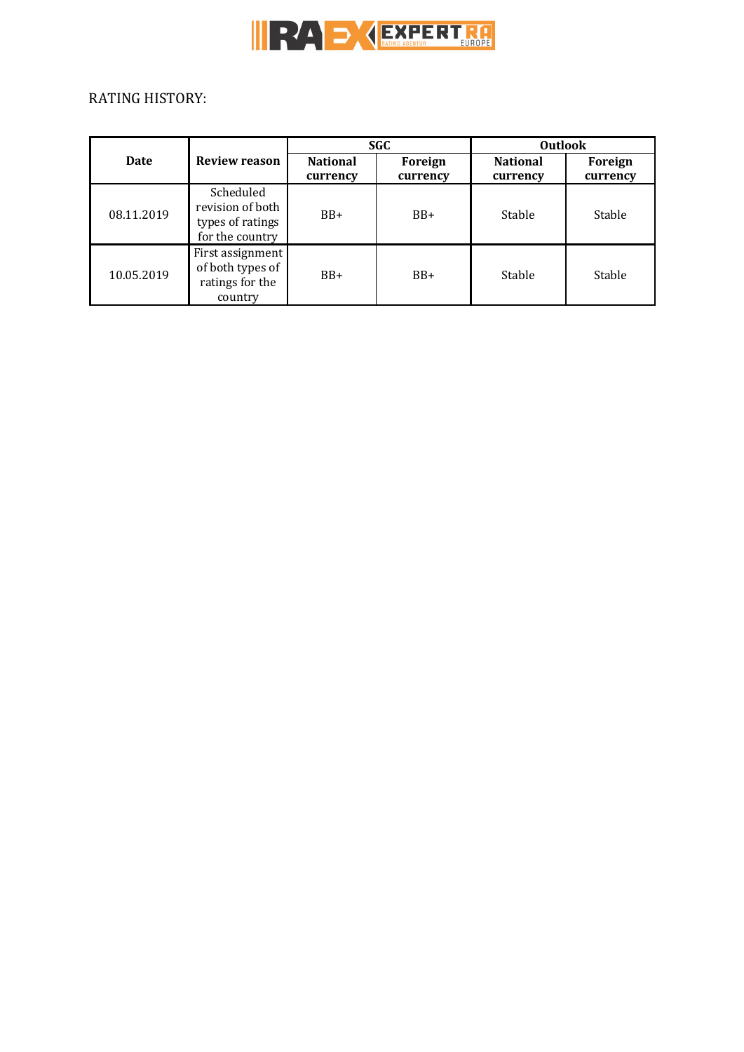RATING HISTORY:

| Date | Review reason | SGC | | Outlook | |
|---|---|---|---|---|---|
| | | National currency | Foreign currency | National currency | Foreign currency |
| 08.11.2019 | Scheduled revision of both types of ratings for the country | BB+ | BB+ | Stable | Stable |
| 10.05.2019 | First assignment of both types of ratings for the country | BB+ | BB+ | Stable | Stable |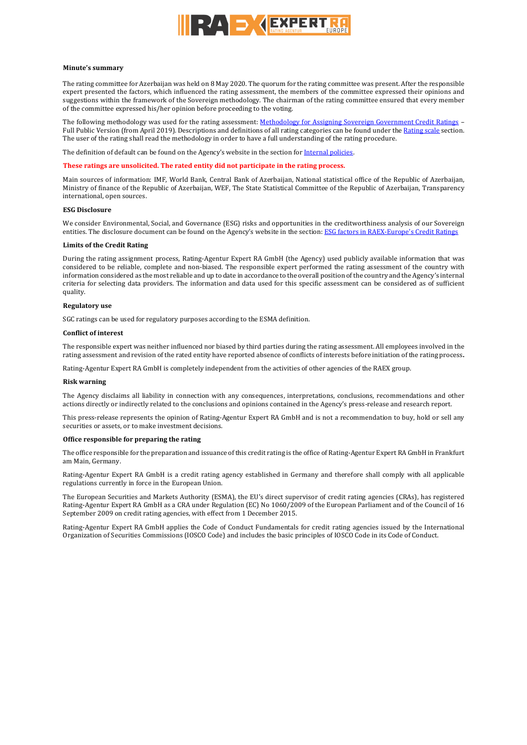**Minute's summary**

The rating committee for Azerbaijan was held on 8 May 2020. The quorum for the rating committee was present. After the responsible expert presented the factors, which influenced the rating assessment, the members of the committee expressed their opinions and suggestions within the framework of the Sovereign methodology. The chairman of the rating committee ensured that every member of the committee expressed his/her opinion before proceeding to the voting.

The following methodology was used for the rating assessment: [Methodology for Assigning Sovereign Government Credit Ratings]() – Full Public Version (from April 2019). Descriptions and definitions of all rating categories can be found under the [Rating scale]() section. The user of the rating shall read the methodology in order to have a full understanding of the rating procedure.

The definition of default can be found on the Agency's website in the section for [Internal policies]().

**These ratings are unsolicited. The rated entity did not participate in the rating process.**

Main sources of information: IMF, World Bank, Central Bank of Azerbaijan, National statistical office of the Republic of Azerbaijan, Ministry of finance of the Republic of Azerbaijan, WEF, The State Statistical Committee of the Republic of Azerbaijan, Transparency international, open sources.

**ESG Disclosure**

We consider Environmental, Social, and Governance (ESG) risks and opportunities in the creditworthiness analysis of our Sovereign entities. The disclosure document can be found on the Agency's website in the section: [ESG factors in RAEX-Europe's Credit Ratings]()

**Limits of the Credit Rating**

During the rating assignment process, Rating-Agentur Expert RA GmbH (the Agency) used publicly available information that was considered to be reliable, complete and non-biased. The responsible expert performed the rating assessment of the country with information considered as the most reliable and up to date in accordance to the overall position of the country and the Agency's internal criteria for selecting data providers. The information and data used for this specific assessment can be considered as of sufficient quality.

**Regulatory use**

SGC ratings can be used for regulatory purposes according to the ESMA definition.

**Conflict of interest**

The responsible expert was neither influenced nor biased by third parties during the rating assessment. All employees involved in the rating assessment and revision of the rated entity have reported absence of conflicts of interests before initiation of the rating process.

Rating-Agentur Expert RA GmbH is completely independent from the activities of other agencies of the RAEX group.

**Risk warning**

The Agency disclaims all liability in connection with any consequences, interpretations, conclusions, recommendations and other actions directly or indirectly related to the conclusions and opinions contained in the Agency's press-release and research report.

This press-release represents the opinion of Rating-Agentur Expert RA GmbH and is not a recommendation to buy, hold or sell any securities or assets, or to make investment decisions.

**Office responsible for preparing the rating**

The office responsible for the preparation and issuance of this credit rating is the office of Rating-Agentur Expert RA GmbH in Frankfurt am Main, Germany.

Rating-Agentur Expert RA GmbH is a credit rating agency established in Germany and therefore shall comply with all applicable regulations currently in force in the European Union.

The European Securities and Markets Authority (ESMA), the EU's direct supervisor of credit rating agencies (CRAs), has registered Rating-Agentur Expert RA GmbH as a CRA under Regulation (EC) No 1060/2009 of the European Parliament and of the Council of 16 September 2009 on credit rating agencies, with effect from 1 December 2015.

Rating-Agentur Expert RA GmbH applies the Code of Conduct Fundamentals for credit rating agencies issued by the International Organization of Securities Commissions (IOSCO Code) and includes the basic principles of IOSCO Code in its Code of Conduct.